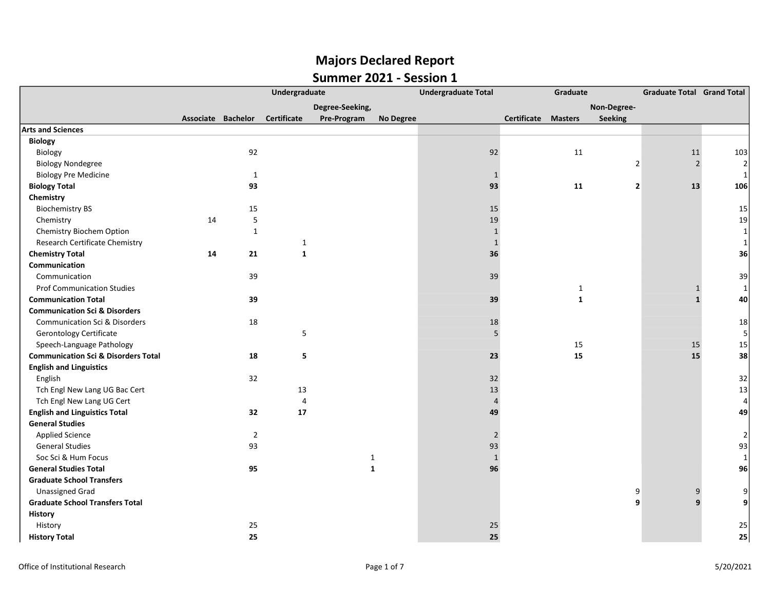# Majors Declared Report
## Summer 2021 - Session 1

| | Undergraduate | | | | | Undergraduate Total | Graduate | | | Graduate Total | Grand Total |
|---|---|---|---|---|---|---|---|---|---|---|---|
| | Associate | Bachelor | Certificate | Degree-Seeking, Pre-Program | No Degree | | Certificate | Masters | Non-Degree-Seeking | | |
| **Arts and Sciences** | | | | | | | | | | | |
| **Biology** | | | | | | | | | | | |
| Biology | | 92 | | | | 92 | | 11 | | 11 | 103 |
| Biology Nondegree | | | | | | | | | 2 | 2 | 2 |
| Biology Pre Medicine | | 1 | | | | 1 | | | | | 1 |
| **Biology Total** | | **93** | | | | **93** | | **11** | **2** | **13** | **106** |
| **Chemistry** | | | | | | | | | | | |
| Biochemistry BS | | 15 | | | | 15 | | | | | 15 |
| Chemistry | 14 | 5 | | | | 19 | | | | | 19 |
| Chemistry Biochem Option | | 1 | | | | 1 | | | | | 1 |
| Research Certificate Chemistry | | | 1 | | | 1 | | | | | 1 |
| **Chemistry Total** | **14** | **21** | **1** | | | **36** | | | | | **36** |
| **Communication** | | | | | | | | | | | |
| Communication | | 39 | | | | 39 | | | | | 39 |
| Prof Communication Studies | | | | | | | | 1 | | 1 | 1 |
| **Communication Total** | | **39** | | | | **39** | | **1** | | **1** | **40** |
| **Communication Sci & Disorders** | | | | | | | | | | | |
| Communication Sci & Disorders | | 18 | | | | 18 | | | | | 18 |
| Gerontology Certificate | | | 5 | | | 5 | | | | | 5 |
| Speech-Language Pathology | | | | | | | | 15 | | 15 | 15 |
| **Communication Sci & Disorders Total** | | **18** | **5** | | | **23** | | **15** | | **15** | **38** |
| **English and Linguistics** | | | | | | | | | | | |
| English | | 32 | | | | 32 | | | | | 32 |
| Tch Engl New Lang UG Bac Cert | | | 13 | | | 13 | | | | | 13 |
| Tch Engl New Lang UG Cert | | | 4 | | | 4 | | | | | 4 |
| **English and Linguistics Total** | | **32** | **17** | | | **49** | | | | | **49** |
| **General Studies** | | | | | | | | | | | |
| Applied Science | | 2 | | | | 2 | | | | | 2 |
| General Studies | | 93 | | | | 93 | | | | | 93 |
| Soc Sci & Hum Focus | | | | 1 | | 1 | | | | | 1 |
| **General Studies Total** | | **95** | | **1** | | **96** | | | | | **96** |
| **Graduate School Transfers** | | | | | | | | | | | |
| Unassigned Grad | | | | | | | | | 9 | 9 | 9 |
| **Graduate School Transfers Total** | | | | | | | | | **9** | **9** | **9** |
| **History** | | | | | | | | | | | |
| History | | 25 | | | | 25 | | | | | 25 |
| **History Total** | | **25** | | | | **25** | | | | | **25** |

Office of Institutional Research 5/20/2021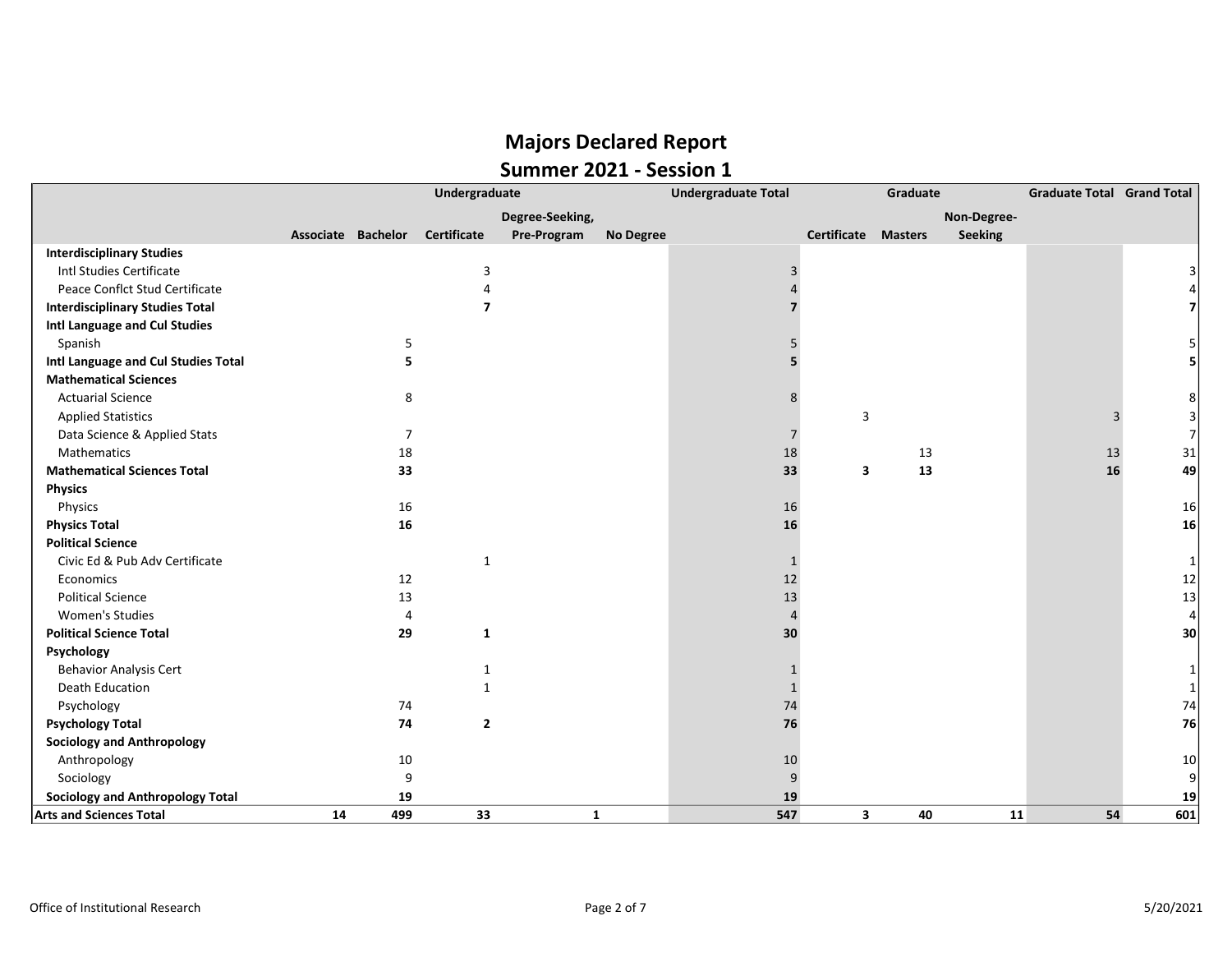# Majors Declared Report
## Summer 2021 - Session 1

| | Undergraduate | | | | | Undergraduate Total | Graduate | | | Graduate Total | Grand Total |
|---|---|---|---|---|---|---|---|---|---|---|---|
| | Associate | Bachelor | Certificate | Degree-Seeking, Pre-Program | No Degree | | Certificate | Masters | Non-Degree-Seeking | | |
| **Interdisciplinary Studies** | | | | | | | | | | | |
| Intl Studies Certificate | | | 3 | | | 3 | | | | | 3 |
| Peace Conflct Stud Certificate | | | 4 | | | 4 | | | | | 4 |
| **Interdisciplinary Studies Total** | | | **7** | | | **7** | | | | | **7** |
| **Intl Language and Cul Studies** | | | | | | | | | | | |
| Spanish | | 5 | | | | 5 | | | | | 5 |
| **Intl Language and Cul Studies Total** | | **5** | | | | **5** | | | | | **5** |
| **Mathematical Sciences** | | | | | | | | | | | |
| Actuarial Science | | 8 | | | | 8 | | | | | 8 |
| Applied Statistics | | | | | | | 3 | | | 3 | 3 |
| Data Science & Applied Stats | | 7 | | | | 7 | | | | | 7 |
| Mathematics | | 18 | | | | 18 | | 13 | | 13 | 31 |
| **Mathematical Sciences Total** | | **33** | | | | **33** | **3** | **13** | | **16** | **49** |
| **Physics** | | | | | | | | | | | |
| Physics | | 16 | | | | 16 | | | | | 16 |
| **Physics Total** | | **16** | | | | **16** | | | | | **16** |
| **Political Science** | | | | | | | | | | | |
| Civic Ed & Pub Adv Certificate | | | 1 | | | 1 | | | | | 1 |
| Economics | | 12 | | | | 12 | | | | | 12 |
| Political Science | | 13 | | | | 13 | | | | | 13 |
| Women's Studies | | 4 | | | | 4 | | | | | 4 |
| **Political Science Total** | | **29** | **1** | | | **30** | | | | | **30** |
| **Psychology** | | | | | | | | | | | |
| Behavior Analysis Cert | | | 1 | | | 1 | | | | | 1 |
| Death Education | | | 1 | | | 1 | | | | | 1 |
| Psychology | | 74 | | | | 74 | | | | | 74 |
| **Psychology Total** | | **74** | **2** | | | **76** | | | | | **76** |
| **Sociology and Anthropology** | | | | | | | | | | | |
| Anthropology | | 10 | | | | 10 | | | | | 10 |
| Sociology | | 9 | | | | 9 | | | | | 9 |
| **Sociology and Anthropology Total** | | **19** | | | | **19** | | | | | **19** |
| **Arts and Sciences Total** | **14** | **499** | **33** | **1** | | **547** | **3** | **40** | **11** | **54** | **601** |

Office of Institutional Research

5/20/2021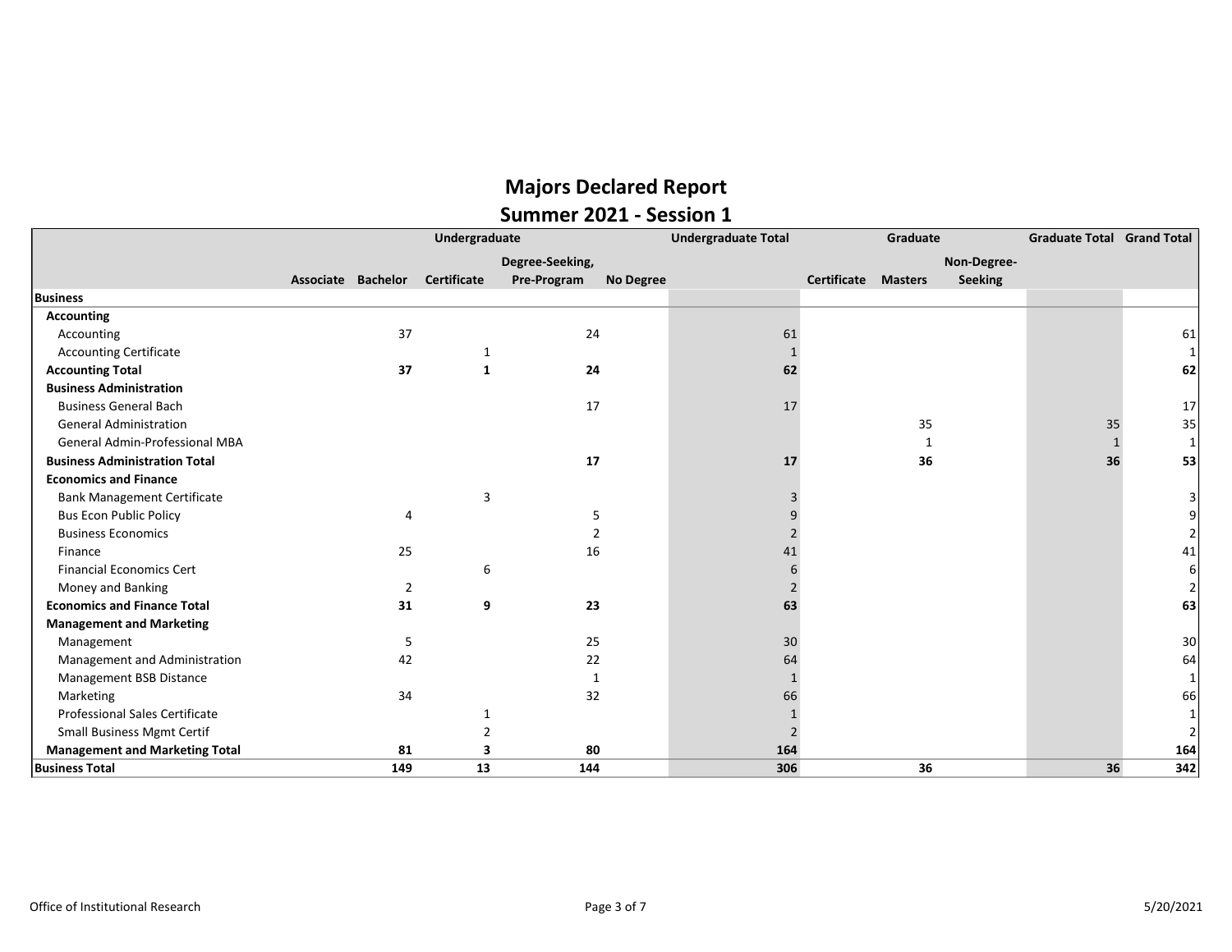# Majors Declared Report

## Summer 2021 - Session 1

| | Undergraduate | | | | | Undergraduate Total | Graduate | | | Graduate Total | Grand Total |
|---|---|---|---|---|---|---|---|---|---|---|---|
| | Associate | Bachelor | Certificate | Degree-Seeking, Pre-Program | No Degree | | Certificate | Masters | Non-Degree-Seeking | | |
| **Business** | | | | | | | | | | | |
| **Accounting** | | | | | | | | | | | |
| Accounting | | 37 | | 24 | | 61 | | | | | 61 |
| Accounting Certificate | | | 1 | | | 1 | | | | | 1 |
| **Accounting Total** | | **37** | **1** | **24** | | **62** | | | | | **62** |
| **Business Administration** | | | | | | | | | | | |
| Business General Bach | | | | 17 | | 17 | | | | | 17 |
| General Administration | | | | | | | | 35 | | 35 | 35 |
| General Admin-Professional MBA | | | | | | | | 1 | | 1 | 1 |
| **Business Administration Total** | | | | **17** | | **17** | | **36** | | **36** | **53** |
| **Economics and Finance** | | | | | | | | | | | |
| Bank Management Certificate | | | 3 | | | 3 | | | | | 3 |
| Bus Econ Public Policy | | 4 | | 5 | | 9 | | | | | 9 |
| Business Economics | | | | 2 | | 2 | | | | | 2 |
| Finance | | 25 | | 16 | | 41 | | | | | 41 |
| Financial Economics Cert | | | 6 | | | 6 | | | | | 6 |
| Money and Banking | | 2 | | | | 2 | | | | | 2 |
| **Economics and Finance Total** | | **31** | **9** | **23** | | **63** | | | | | **63** |
| **Management and Marketing** | | | | | | | | | | | |
| Management | | 5 | | 25 | | 30 | | | | | 30 |
| Management and Administration | | 42 | | 22 | | 64 | | | | | 64 |
| Management BSB Distance | | | | 1 | | 1 | | | | | 1 |
| Marketing | | 34 | | 32 | | 66 | | | | | 66 |
| Professional Sales Certificate | | | 1 | | | 1 | | | | | 1 |
| Small Business Mgmt Certif | | | 2 | | | 2 | | | | | 2 |
| **Management and Marketing Total** | | **81** | **3** | **80** | | **164** | | | | | **164** |
| **Business Total** | | **149** | **13** | **144** | | **306** | | **36** | | **36** | **342** |

Office of Institutional Research

5/20/2021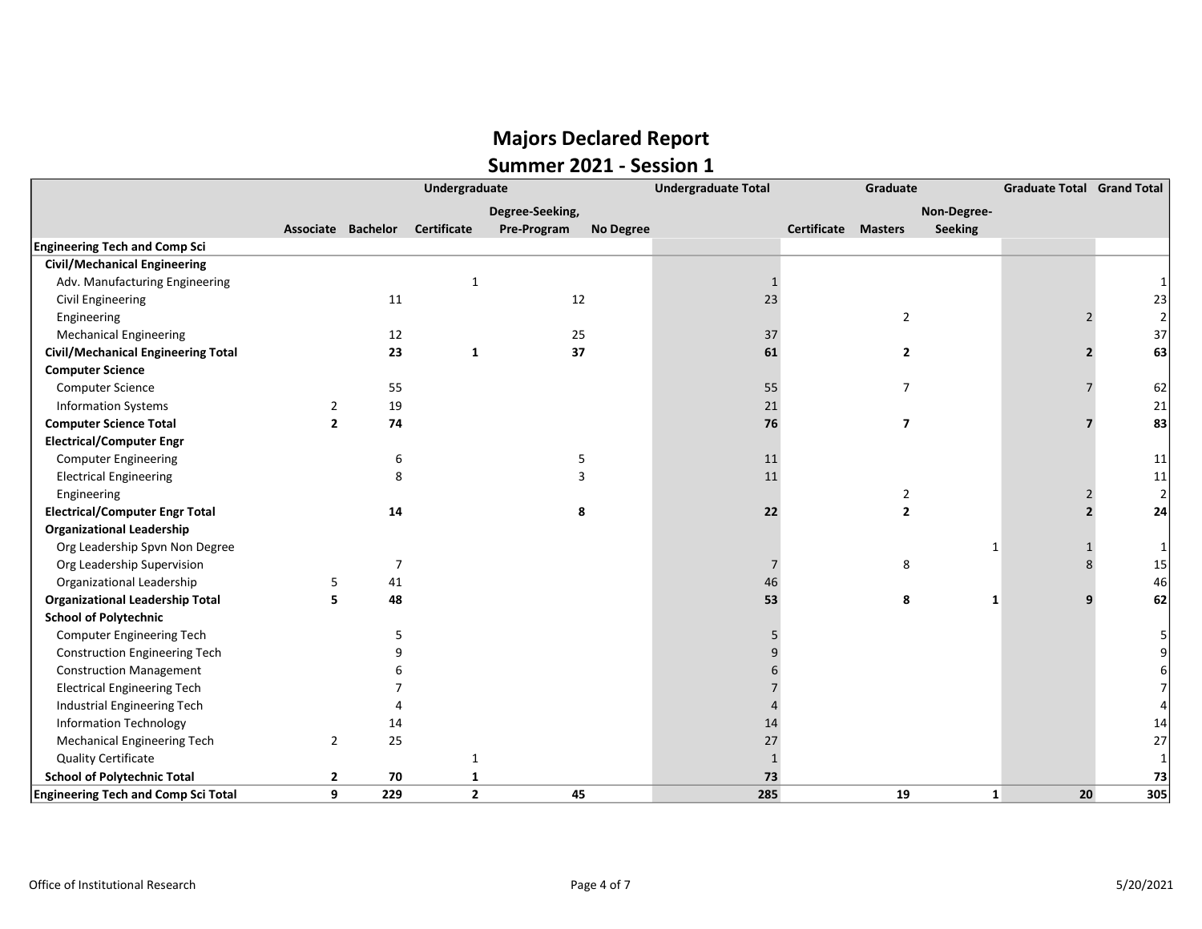# Majors Declared Report

## Summer 2021 - Session 1

| | Undergraduate | | | | | Undergraduate Total | Graduate | | | Graduate Total | Grand Total |
|---|---|---|---|---|---|---|---|---|---|---|---|
| | Associate | Bachelor | Certificate | Degree-Seeking, Pre-Program | No Degree | | Certificate | Masters | Non-Degree-Seeking | | |
| **Engineering Tech and Comp Sci** | | | | | | | | | | | |
| **Civil/Mechanical Engineering** | | | | | | | | | | | |
| Adv. Manufacturing Engineering | | | 1 | | | 1 | | | | | 1 |
| Civil Engineering | | 11 | | 12 | | 23 | | | | | 23 |
| Engineering | | | | | | | | 2 | | 2 | 2 |
| Mechanical Engineering | | 12 | | 25 | | 37 | | | | | 37 |
| **Civil/Mechanical Engineering Total** | | **23** | **1** | **37** | | **61** | | **2** | | **2** | **63** |
| **Computer Science** | | | | | | | | | | | |
| Computer Science | | 55 | | | | 55 | | 7 | | 7 | 62 |
| Information Systems | 2 | 19 | | | | 21 | | | | | 21 |
| **Computer Science Total** | **2** | **74** | | | | **76** | | **7** | | **7** | **83** |
| **Electrical/Computer Engr** | | | | | | | | | | | |
| Computer Engineering | | 6 | | 5 | | 11 | | | | | 11 |
| Electrical Engineering | | 8 | | 3 | | 11 | | | | | 11 |
| Engineering | | | | | | | | 2 | | 2 | 2 |
| **Electrical/Computer Engr Total** | | **14** | | **8** | | **22** | | **2** | | **2** | **24** |
| **Organizational Leadership** | | | | | | | | | | | |
| Org Leadership Spvn Non Degree | | | | | | | | | 1 | 1 | 1 |
| Org Leadership Supervision | | 7 | | | | 7 | | 8 | | 8 | 15 |
| Organizational Leadership | 5 | 41 | | | | 46 | | | | | 46 |
| **Organizational Leadership Total** | **5** | **48** | | | | **53** | | **8** | **1** | **9** | **62** |
| **School of Polytechnic** | | | | | | | | | | | |
| Computer Engineering Tech | | 5 | | | | 5 | | | | | 5 |
| Construction Engineering Tech | | 9 | | | | 9 | | | | | 9 |
| Construction Management | | 6 | | | | 6 | | | | | 6 |
| Electrical Engineering Tech | | 7 | | | | 7 | | | | | 7 |
| Industrial Engineering Tech | | 4 | | | | 4 | | | | | 4 |
| Information Technology | | 14 | | | | 14 | | | | | 14 |
| Mechanical Engineering Tech | 2 | 25 | | | | 27 | | | | | 27 |
| Quality Certificate | | | 1 | | | 1 | | | | | 1 |
| **School of Polytechnic Total** | **2** | **70** | **1** | | | **73** | | | | | **73** |
| **Engineering Tech and Comp Sci Total** | **9** | **229** | **2** | **45** | | **285** | | **19** | **1** | **20** | **305** |

Office of Institutional Research

5/20/2021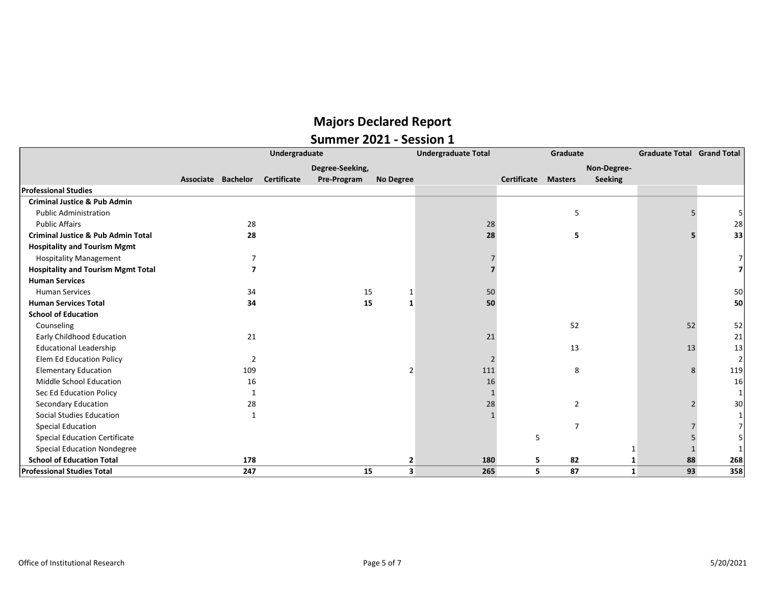# Majors Declared Report

## Summer 2021 - Session 1

| | Undergraduate | | | | | Undergraduate Total | Graduate | | | Graduate Total | Grand Total |
|---|---|---|---|---|---|---|---|---|---|---|---|
| | Associate | Bachelor | Certificate | Degree-Seeking, Pre-Program | No Degree | | Certificate | Masters | Non-Degree-Seeking | | |
| **Professional Studies** | | | | | | | | | | | |
| **Criminal Justice & Pub Admin** | | | | | | | | | | | |
| Public Administration | | | | | | | | 5 | | 5 | 5 |
| Public Affairs | | 28 | | | | 28 | | | | | 28 |
| **Criminal Justice & Pub Admin Total** | | **28** | | | | **28** | | **5** | | **5** | **33** |
| **Hospitality and Tourism Mgmt** | | | | | | | | | | | |
| Hospitality Management | | 7 | | | | 7 | | | | | 7 |
| **Hospitality and Tourism Mgmt Total** | | **7** | | | | **7** | | | | | **7** |
| **Human Services** | | | | | | | | | | | |
| Human Services | | 34 | | 15 | 1 | 50 | | | | | 50 |
| **Human Services Total** | | **34** | | **15** | **1** | **50** | | | | | **50** |
| **School of Education** | | | | | | | | | | | |
| Counseling | | | | | | | | 52 | | 52 | 52 |
| Early Childhood Education | | 21 | | | | 21 | | | | | 21 |
| Educational Leadership | | | | | | | | 13 | | 13 | 13 |
| Elem Ed Education Policy | | 2 | | | | 2 | | | | | 2 |
| Elementary Education | | 109 | | | 2 | 111 | | 8 | | 8 | 119 |
| Middle School Education | | 16 | | | | 16 | | | | | 16 |
| Sec Ed Education Policy | | 1 | | | | 1 | | | | | 1 |
| Secondary Education | | 28 | | | | 28 | | 2 | | 2 | 30 |
| Social Studies Education | | 1 | | | | 1 | | | | | 1 |
| Special Education | | | | | | | | 7 | | 7 | 7 |
| Special Education Certificate | | | | | | | 5 | | | 5 | 5 |
| Special Education Nondegree | | | | | | | | | 1 | 1 | 1 |
| **School of Education Total** | | **178** | | | **2** | **180** | **5** | **82** | **1** | **88** | **268** |
| **Professional Studies Total** | | **247** | | **15** | **3** | **265** | **5** | **87** | **1** | **93** | **358** |

Office of Institutional Research

5/20/2021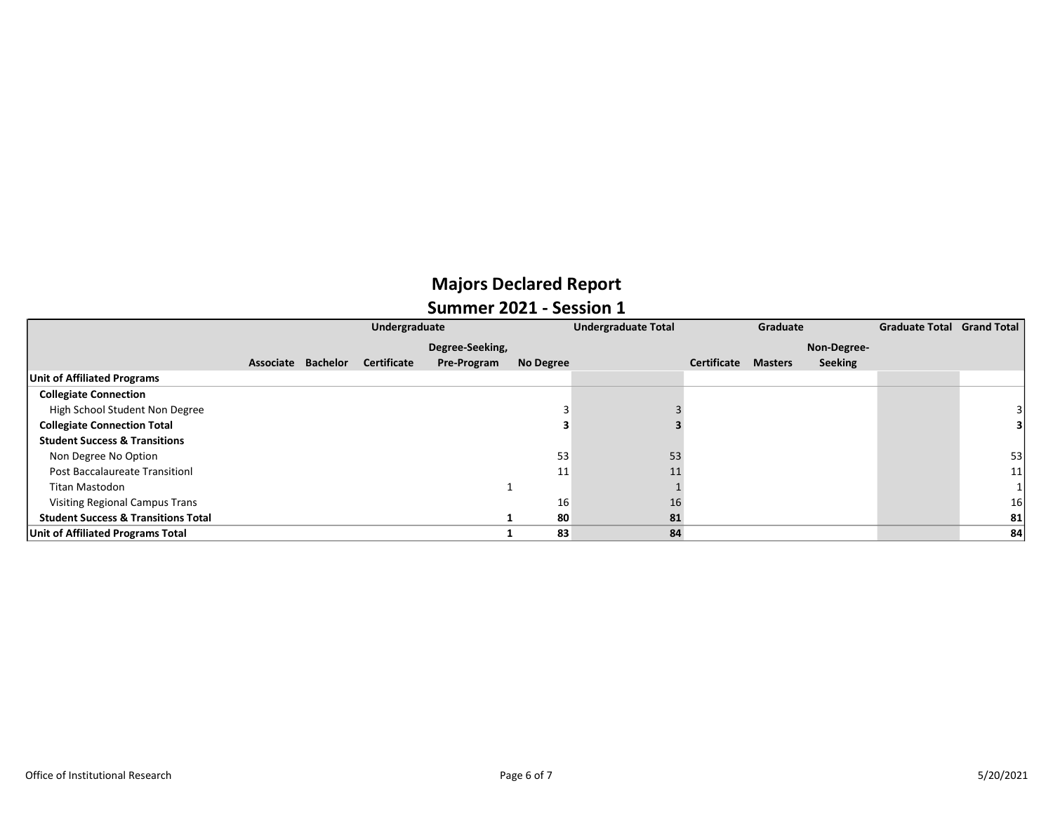# Majors Declared Report

## Summer 2021 - Session 1

| | Undergraduate | | | | | Undergraduate Total | Graduate | | | Graduate Total | Grand Total |
|---|---|---|---|---|---|---|---|---|---|---|---|
| | Associate | Bachelor | Certificate | Degree-Seeking, Pre-Program | No Degree | | Certificate | Masters | Non-Degree-Seeking | | |
| **Unit of Affiliated Programs** | | | | | | | | | | | |
| **Collegiate Connection** | | | | | | | | | | | |
| High School Student Non Degree | | | | | 3 | 3 | | | | | 3 |
| **Collegiate Connection Total** | | | | | **3** | **3** | | | | | **3** |
| **Student Success & Transitions** | | | | | | | | | | | |
| Non Degree No Option | | | | | 53 | 53 | | | | | 53 |
| Post Baccalaureate Transitionl | | | | | 11 | 11 | | | | | 11 |
| Titan Mastodon | | | | 1 | | 1 | | | | | 1 |
| Visiting Regional Campus Trans | | | | | 16 | 16 | | | | | 16 |
| **Student Success & Transitions Total** | | | | **1** | **80** | **81** | | | | | **81** |
| **Unit of Affiliated Programs Total** | | | | **1** | **83** | **84** | | | | | **84** |

Office of Institutional Research

5/20/2021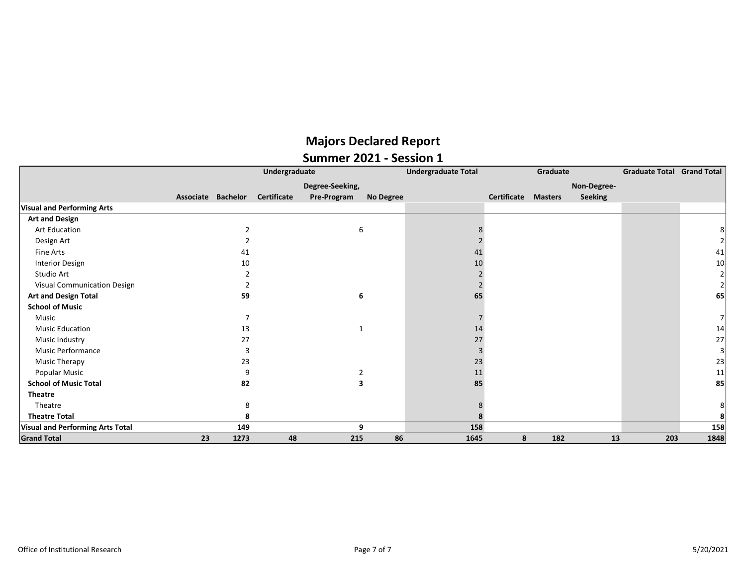# Majors Declared Report

## Summer 2021 - Session 1

| | Undergraduate | | | | | Undergraduate Total | Graduate | | | Graduate Total | Grand Total |
|---|---|---|---|---|---|---|---|---|---|---|---|
| | Associate | Bachelor | Certificate | Degree-Seeking, Pre-Program | No Degree | | Certificate | Masters | Non-Degree-Seeking | | |
| **Visual and Performing Arts** | | | | | | | | | | | |
| **Art and Design** | | | | | | | | | | | |
| Art Education | | 2 | | 6 | | 8 | | | | | 8 |
| Design Art | | 2 | | | | 2 | | | | | 2 |
| Fine Arts | | 41 | | | | 41 | | | | | 41 |
| Interior Design | | 10 | | | | 10 | | | | | 10 |
| Studio Art | | 2 | | | | 2 | | | | | 2 |
| Visual Communication Design | | 2 | | | | 2 | | | | | 2 |
| **Art and Design Total** | | **59** | | **6** | | **65** | | | | | **65** |
| **School of Music** | | | | | | | | | | | |
| Music | | 7 | | | | 7 | | | | | 7 |
| Music Education | | 13 | | 1 | | 14 | | | | | 14 |
| Music Industry | | 27 | | | | 27 | | | | | 27 |
| Music Performance | | 3 | | | | 3 | | | | | 3 |
| Music Therapy | | 23 | | | | 23 | | | | | 23 |
| Popular Music | | 9 | | 2 | | 11 | | | | | 11 |
| **School of Music Total** | | **82** | | **3** | | **85** | | | | | **85** |
| **Theatre** | | | | | | | | | | | |
| Theatre | | 8 | | | | 8 | | | | | 8 |
| **Theatre Total** | | **8** | | | | **8** | | | | | **8** |
| **Visual and Performing Arts Total** | | **149** | | **9** | | **158** | | | | | **158** |
| **Grand Total** | **23** | **1273** | **48** | **215** | **86** | **1645** | **8** | **182** | **13** | **203** | **1848** |

Office of Institutional Research

5/20/2021